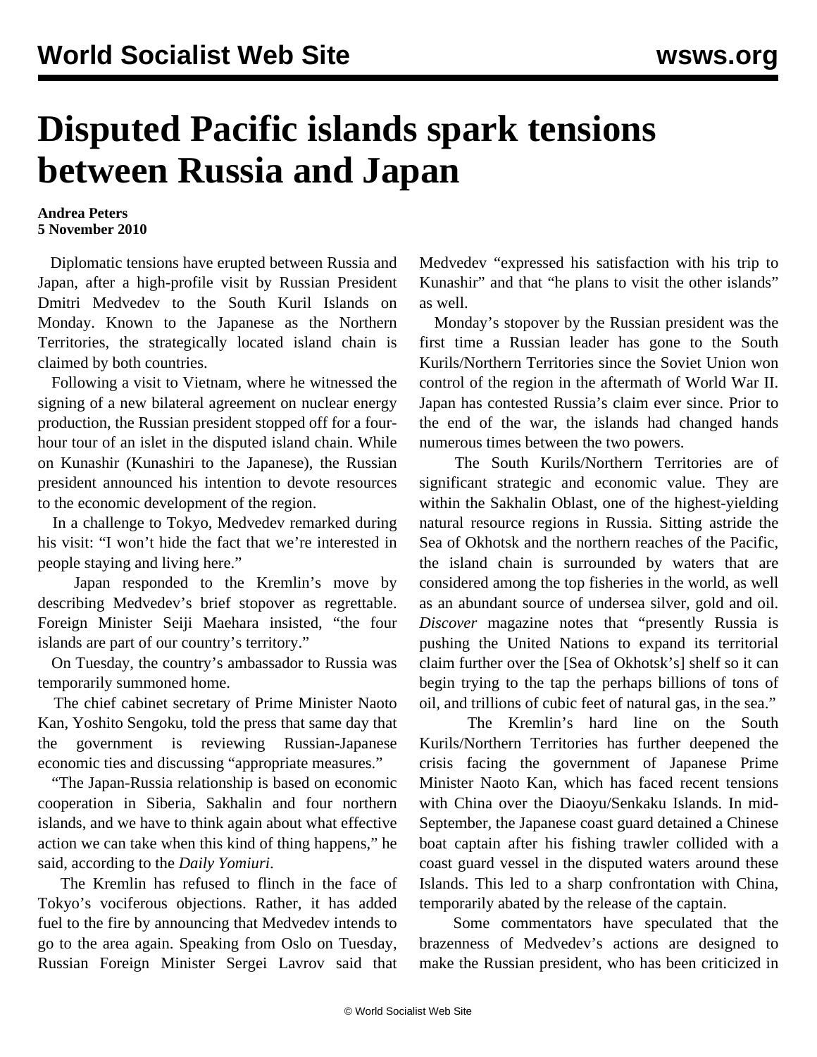# Disputed Pacific islands spark tensions between Russia and Japan

**Andrea Peters**
**5 November 2010**

Diplomatic tensions have erupted between Russia and Japan, after a high-profile visit by Russian President Dmitri Medvedev to the South Kuril Islands on Monday. Known to the Japanese as the Northern Territories, the strategically located island chain is claimed by both countries.

Following a visit to Vietnam, where he witnessed the signing of a new bilateral agreement on nuclear energy production, the Russian president stopped off for a four-hour tour of an islet in the disputed island chain. While on Kunashir (Kunashiri to the Japanese), the Russian president announced his intention to devote resources to the economic development of the region.

In a challenge to Tokyo, Medvedev remarked during his visit: "I won't hide the fact that we're interested in people staying and living here."

Japan responded to the Kremlin's move by describing Medvedev's brief stopover as regrettable. Foreign Minister Seiji Maehara insisted, "the four islands are part of our country's territory."

On Tuesday, the country's ambassador to Russia was temporarily summoned home.

The chief cabinet secretary of Prime Minister Naoto Kan, Yoshito Sengoku, told the press that same day that the government is reviewing Russian-Japanese economic ties and discussing "appropriate measures."

"The Japan-Russia relationship is based on economic cooperation in Siberia, Sakhalin and four northern islands, and we have to think again about what effective action we can take when this kind of thing happens," he said, according to the *Daily Yomiuri*.

The Kremlin has refused to flinch in the face of Tokyo's vociferous objections. Rather, it has added fuel to the fire by announcing that Medvedev intends to go to the area again. Speaking from Oslo on Tuesday, Russian Foreign Minister Sergei Lavrov said that Medvedev "expressed his satisfaction with his trip to Kunashir" and that "he plans to visit the other islands" as well.

Monday's stopover by the Russian president was the first time a Russian leader has gone to the South Kurils/Northern Territories since the Soviet Union won control of the region in the aftermath of World War II. Japan has contested Russia's claim ever since. Prior to the end of the war, the islands had changed hands numerous times between the two powers.

The South Kurils/Northern Territories are of significant strategic and economic value. They are within the Sakhalin Oblast, one of the highest-yielding natural resource regions in Russia. Sitting astride the Sea of Okhotsk and the northern reaches of the Pacific, the island chain is surrounded by waters that are considered among the top fisheries in the world, as well as an abundant source of undersea silver, gold and oil. *Discover* magazine notes that "presently Russia is pushing the United Nations to expand its territorial claim further over the [Sea of Okhotsk's] shelf so it can begin trying to the tap the perhaps billions of tons of oil, and trillions of cubic feet of natural gas, in the sea."

The Kremlin's hard line on the South Kurils/Northern Territories has further deepened the crisis facing the government of Japanese Prime Minister Naoto Kan, which has faced recent tensions with China over the Diaoyu/Senkaku Islands. In mid-September, the Japanese coast guard detained a Chinese boat captain after his fishing trawler collided with a coast guard vessel in the disputed waters around these Islands. This led to a sharp confrontation with China, temporarily abated by the release of the captain.

Some commentators have speculated that the brazenness of Medvedev's actions are designed to make the Russian president, who has been criticized in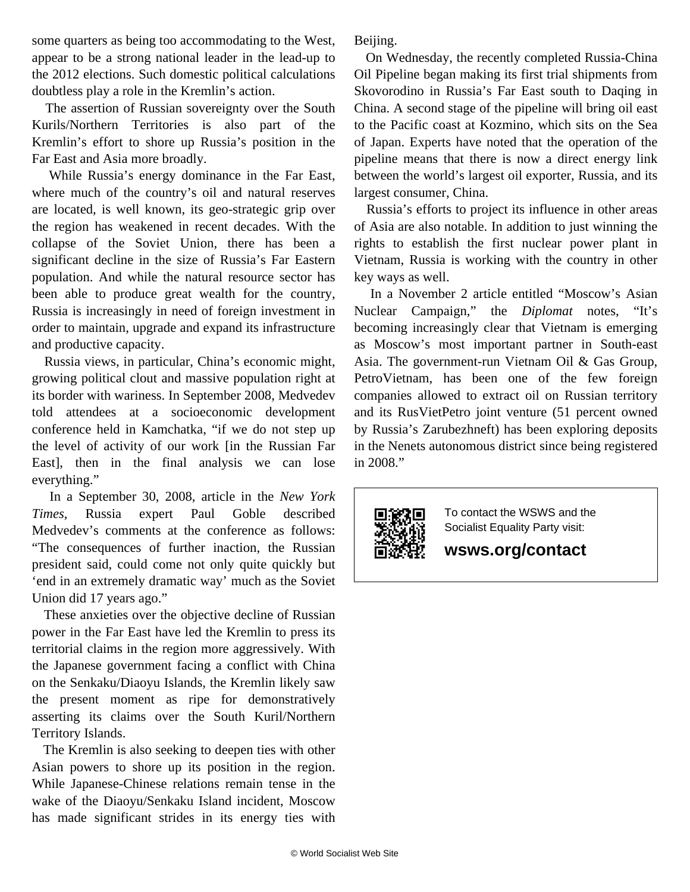some quarters as being too accommodating to the West, appear to be a strong national leader in the lead-up to the 2012 elections. Such domestic political calculations doubtless play a role in the Kremlin's action.

The assertion of Russian sovereignty over the South Kurils/Northern Territories is also part of the Kremlin's effort to shore up Russia's position in the Far East and Asia more broadly.

While Russia's energy dominance in the Far East, where much of the country's oil and natural reserves are located, is well known, its geo-strategic grip over the region has weakened in recent decades. With the collapse of the Soviet Union, there has been a significant decline in the size of Russia's Far Eastern population. And while the natural resource sector has been able to produce great wealth for the country, Russia is increasingly in need of foreign investment in order to maintain, upgrade and expand its infrastructure and productive capacity.

Russia views, in particular, China's economic might, growing political clout and massive population right at its border with wariness. In September 2008, Medvedev told attendees at a socioeconomic development conference held in Kamchatka, "if we do not step up the level of activity of our work [in the Russian Far East], then in the final analysis we can lose everything."

In a September 30, 2008, article in the *New York Times*, Russia expert Paul Goble described Medvedev's comments at the conference as follows: "The consequences of further inaction, the Russian president said, could come not only quite quickly but 'end in an extremely dramatic way' much as the Soviet Union did 17 years ago."

These anxieties over the objective decline of Russian power in the Far East have led the Kremlin to press its territorial claims in the region more aggressively. With the Japanese government facing a conflict with China on the Senkaku/Diaoyu Islands, the Kremlin likely saw the present moment as ripe for demonstratively asserting its claims over the South Kuril/Northern Territory Islands.

The Kremlin is also seeking to deepen ties with other Asian powers to shore up its position in the region. While Japanese-Chinese relations remain tense in the wake of the Diaoyu/Senkaku Island incident, Moscow has made significant strides in its energy ties with Beijing.

On Wednesday, the recently completed Russia-China Oil Pipeline began making its first trial shipments from Skovorodino in Russia's Far East south to Daqing in China. A second stage of the pipeline will bring oil east to the Pacific coast at Kozmino, which sits on the Sea of Japan. Experts have noted that the operation of the pipeline means that there is now a direct energy link between the world's largest oil exporter, Russia, and its largest consumer, China.

Russia's efforts to project its influence in other areas of Asia are also notable. In addition to just winning the rights to establish the first nuclear power plant in Vietnam, Russia is working with the country in other key ways as well.

In a November 2 article entitled "Moscow's Asian Nuclear Campaign," the *Diplomat* notes, "It's becoming increasingly clear that Vietnam is emerging as Moscow's most important partner in South-east Asia. The government-run Vietnam Oil & Gas Group, PetroVietnam, has been one of the few foreign companies allowed to extract oil on Russian territory and its RusVietPetro joint venture (51 percent owned by Russia's Zarubezhneft) has been exploring deposits in the Nenets autonomous district since being registered in 2008."

To contact the WSWS and the Socialist Equality Party visit:

**wsws.org/contact**